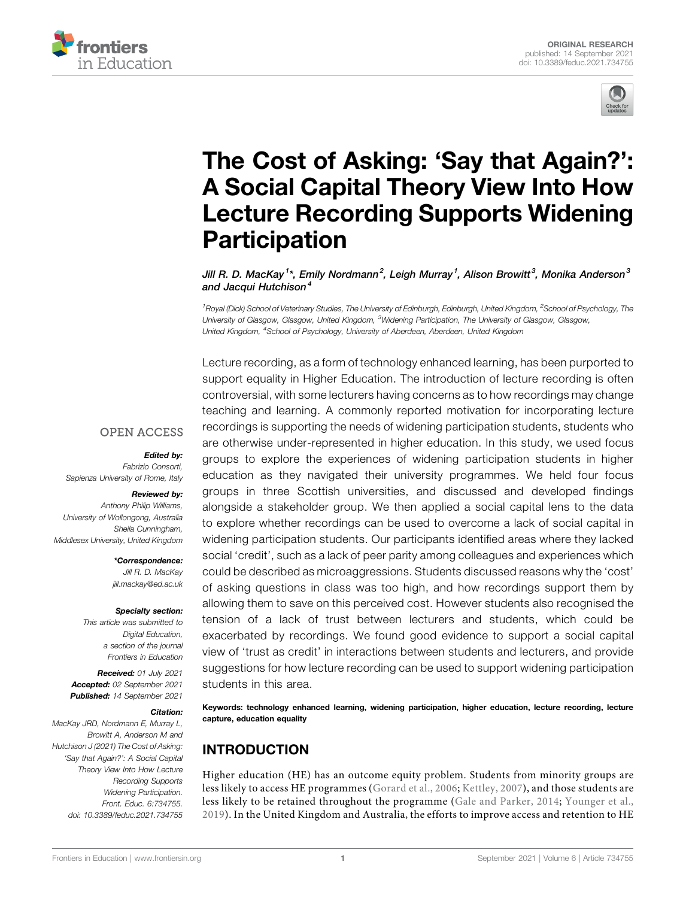ORIGINAL RESEARCH
published: 14 September 2021
doi: 10.3389/feduc.2021.734755

# The Cost of Asking: 'Say that Again?': A Social Capital Theory View Into How Lecture Recording Supports Widening Participation

*Jill R. D. MacKay[1]\*, Emily Nordmann[2], Leigh Murray[1], Alison Browitt[3], Monika Anderson[3] and Jacqui Hutchison[4]*

[1]Royal (Dick) School of Veterinary Studies, The University of Edinburgh, Edinburgh, United Kingdom, [2]School of Psychology, The University of Glasgow, Glasgow, United Kingdom, [3]Widening Participation, The University of Glasgow, Glasgow, United Kingdom, [4]School of Psychology, University of Aberdeen, Aberdeen, United Kingdom

OPEN ACCESS

***Edited by:***
*Fabrizio Consorti, Sapienza University of Rome, Italy*

***Reviewed by:***
*Anthony Philip Williams, University of Wollongong, Australia*
*Sheila Cunningham, Middlesex University, United Kingdom*

***\*Correspondence:***
*Jill R. D. MacKay*
*jill.mackay@ed.ac.uk*

***Specialty section:***
*This article was submitted to Digital Education, a section of the journal Frontiers in Education*

***Received:*** *01 July 2021*
***Accepted:*** *02 September 2021*
***Published:*** *14 September 2021*

***Citation:***
*MacKay JRD, Nordmann E, Murray L, Browitt A, Anderson M and Hutchison J (2021) The Cost of Asking: 'Say that Again?': A Social Capital Theory View Into How Lecture Recording Supports Widening Participation. Front. Educ. 6:734755. doi: 10.3389/feduc.2021.734755*

Lecture recording, as a form of technology enhanced learning, has been purported to support equality in Higher Education. The introduction of lecture recording is often controversial, with some lecturers having concerns as to how recordings may change teaching and learning. A commonly reported motivation for incorporating lecture recordings is supporting the needs of widening participation students, students who are otherwise under-represented in higher education. In this study, we used focus groups to explore the experiences of widening participation students in higher education as they navigated their university programmes. We held four focus groups in three Scottish universities, and discussed and developed findings alongside a stakeholder group. We then applied a social capital lens to the data to explore whether recordings can be used to overcome a lack of social capital in widening participation students. Our participants identified areas where they lacked social 'credit', such as a lack of peer parity among colleagues and experiences which could be described as microaggressions. Students discussed reasons why the 'cost' of asking questions in class was too high, and how recordings support them by allowing them to save on this perceived cost. However students also recognised the tension of a lack of trust between lecturers and students, which could be exacerbated by recordings. We found good evidence to support a social capital view of 'trust as credit' in interactions between students and lecturers, and provide suggestions for how lecture recording can be used to support widening participation students in this area.

**Keywords: technology enhanced learning, widening participation, higher education, lecture recording, lecture capture, education equality**

## INTRODUCTION

Higher education (HE) has an outcome equity problem. Students from minority groups are less likely to access HE programmes (Gorard et al., 2006; Kettley, 2007), and those students are less likely to be retained throughout the programme (Gale and Parker, 2014; Younger et al., 2019). In the United Kingdom and Australia, the efforts to improve access and retention to HE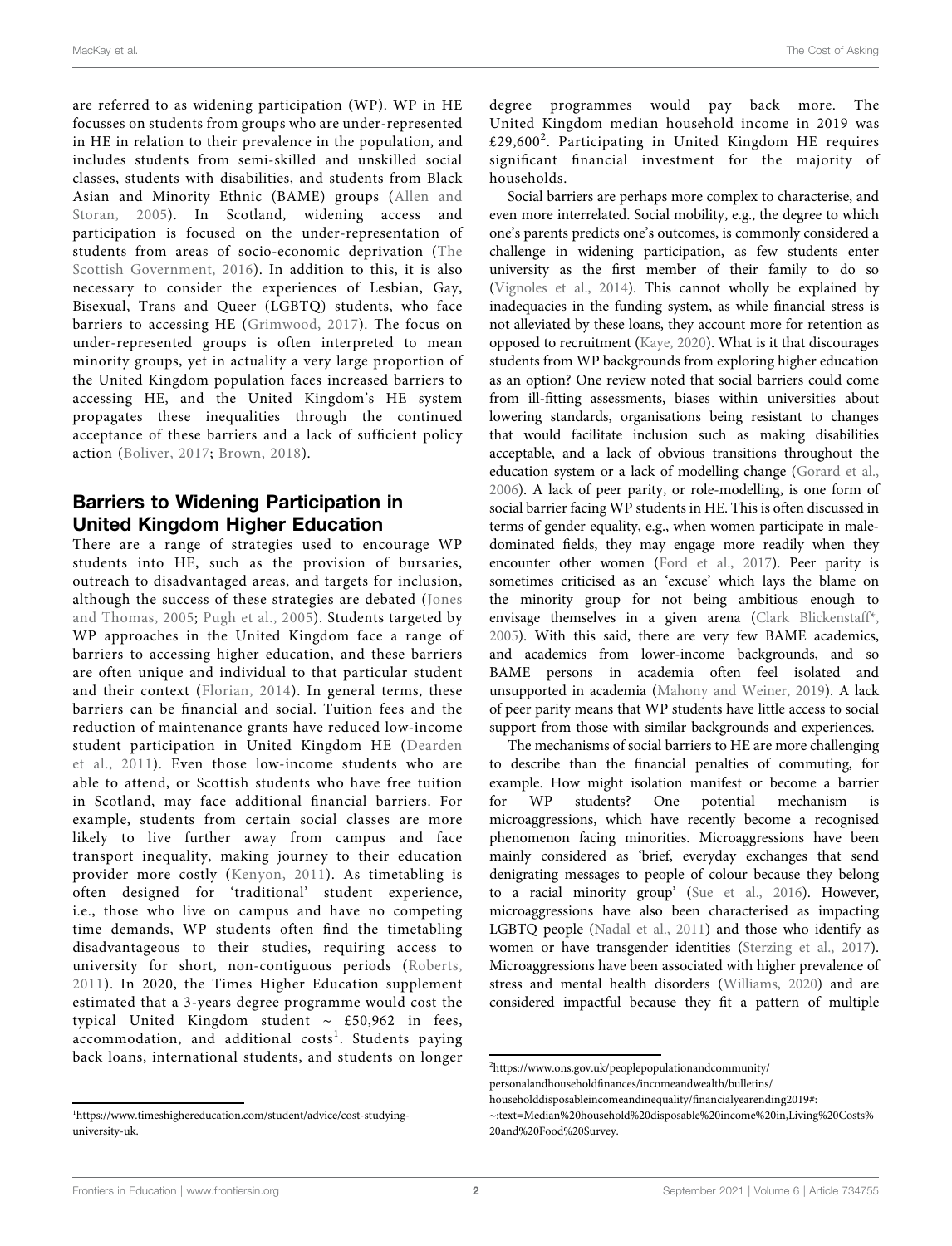are referred to as widening participation (WP). WP in HE focusses on students from groups who are under-represented in HE in relation to their prevalence in the population, and includes students from semi-skilled and unskilled social classes, students with disabilities, and students from Black Asian and Minority Ethnic (BAME) groups (Allen and Storan, 2005). In Scotland, widening access and participation is focused on the under-representation of students from areas of socio-economic deprivation (The Scottish Government, 2016). In addition to this, it is also necessary to consider the experiences of Lesbian, Gay, Bisexual, Trans and Queer (LGBTQ) students, who face barriers to accessing HE (Grimwood, 2017). The focus on under-represented groups is often interpreted to mean minority groups, yet in actuality a very large proportion of the United Kingdom population faces increased barriers to accessing HE, and the United Kingdom's HE system propagates these inequalities through the continued acceptance of these barriers and a lack of sufficient policy action (Boliver, 2017; Brown, 2018).

## Barriers to Widening Participation in United Kingdom Higher Education

There are a range of strategies used to encourage WP students into HE, such as the provision of bursaries, outreach to disadvantaged areas, and targets for inclusion, although the success of these strategies are debated (Jones and Thomas, 2005; Pugh et al., 2005). Students targeted by WP approaches in the United Kingdom face a range of barriers to accessing higher education, and these barriers are often unique and individual to that particular student and their context (Florian, 2014). In general terms, these barriers can be financial and social. Tuition fees and the reduction of maintenance grants have reduced low-income student participation in United Kingdom HE (Dearden et al., 2011). Even those low-income students who are able to attend, or Scottish students who have free tuition in Scotland, may face additional financial barriers. For example, students from certain social classes are more likely to live further away from campus and face transport inequality, making journey to their education provider more costly (Kenyon, 2011). As timetabling is often designed for 'traditional' student experience, i.e., those who live on campus and have no competing time demands, WP students often find the timetabling disadvantageous to their studies, requiring access to university for short, non-contiguous periods (Roberts, 2011). In 2020, the Times Higher Education supplement estimated that a 3-years degree programme would cost the typical United Kingdom student ~ £50,962 in fees, accommodation, and additional costs[1]. Students paying back loans, international students, and students on longer degree programmes would pay back more. The United Kingdom median household income in 2019 was £29,600[2]. Participating in United Kingdom HE requires significant financial investment for the majority of households.

Social barriers are perhaps more complex to characterise, and even more interrelated. Social mobility, e.g., the degree to which one's parents predicts one's outcomes, is commonly considered a challenge in widening participation, as few students enter university as the first member of their family to do so (Vignoles et al., 2014). This cannot wholly be explained by inadequacies in the funding system, as while financial stress is not alleviated by these loans, they account more for retention as opposed to recruitment (Kaye, 2020). What is it that discourages students from WP backgrounds from exploring higher education as an option? One review noted that social barriers could come from ill-fitting assessments, biases within universities about lowering standards, organisations being resistant to changes that would facilitate inclusion such as making disabilities acceptable, and a lack of obvious transitions throughout the education system or a lack of modelling change (Gorard et al., 2006). A lack of peer parity, or role-modelling, is one form of social barrier facing WP students in HE. This is often discussed in terms of gender equality, e.g., when women participate in male-dominated fields, they may engage more readily when they encounter other women (Ford et al., 2017). Peer parity is sometimes criticised as an 'excuse' which lays the blame on the minority group for not being ambitious enough to envisage themselves in a given arena (Clark Blickenstaff*, 2005). With this said, there are very few BAME academics, and academics from lower-income backgrounds, and so BAME persons in academia often feel isolated and unsupported in academia (Mahony and Weiner, 2019). A lack of peer parity means that WP students have little access to social support from those with similar backgrounds and experiences.

The mechanisms of social barriers to HE are more challenging to describe than the financial penalties of commuting, for example. How might isolation manifest or become a barrier for WP students? One potential mechanism is microaggressions, which have recently become a recognised phenomenon facing minorities. Microaggressions have been mainly considered as 'brief, everyday exchanges that send denigrating messages to people of colour because they belong to a racial minority group' (Sue et al., 2016). However, microaggressions have also been characterised as impacting LGBTQ people (Nadal et al., 2011) and those who identify as women or have transgender identities (Sterzing et al., 2017). Microaggressions have been associated with higher prevalence of stress and mental health disorders (Williams, 2020) and are considered impactful because they fit a pattern of multiple

[1]https://www.timeshighereducation.com/student/advice/cost-studying-university-uk.

[2]https://www.ons.gov.uk/peoplepopulationandcommunity/personalandhouseholdfinances/incomeandwealth/bulletins/householddisposableincomeandinequality/financialyearending2019#:~:text=Median%20household%20disposable%20income%20in,Living%20Costs%20and%20Food%20Survey.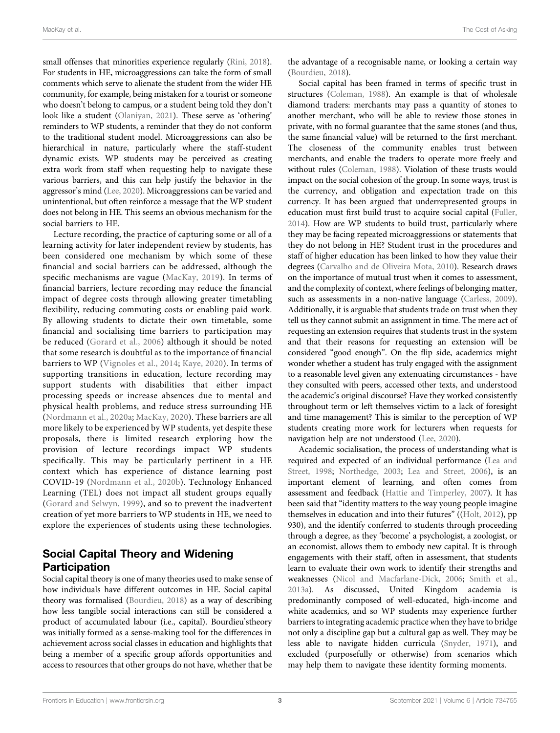small offenses that minorities experience regularly (Rini, 2018). For students in HE, microaggressions can take the form of small comments which serve to alienate the student from the wider HE community, for example, being mistaken for a tourist or someone who doesn't belong to campus, or a student being told they don't look like a student (Olaniyan, 2021). These serve as 'othering' reminders to WP students, a reminder that they do not conform to the traditional student model. Microaggressions can also be hierarchical in nature, particularly where the staff-student dynamic exists. WP students may be perceived as creating extra work from staff when requesting help to navigate these various barriers, and this can help justify the behavior in the aggressor's mind (Lee, 2020). Microaggressions can be varied and unintentional, but often reinforce a message that the WP student does not belong in HE. This seems an obvious mechanism for the social barriers to HE.

Lecture recording, the practice of capturing some or all of a learning activity for later independent review by students, has been considered one mechanism by which some of these financial and social barriers can be addressed, although the specific mechanisms are vague (MacKay, 2019). In terms of financial barriers, lecture recording may reduce the financial impact of degree costs through allowing greater timetabling flexibility, reducing commuting costs or enabling paid work. By allowing students to dictate their own timetable, some financial and socialising time barriers to participation may be reduced (Gorard et al., 2006) although it should be noted that some research is doubtful as to the importance of financial barriers to WP (Vignoles et al., 2014; Kaye, 2020). In terms of supporting transitions in education, lecture recording may support students with disabilities that either impact processing speeds or increase absences due to mental and physical health problems, and reduce stress surrounding HE (Nordmann et al., 2020a; MacKay, 2020). These barriers are all more likely to be experienced by WP students, yet despite these proposals, there is limited research exploring how the provision of lecture recordings impact WP students specifically. This may be particularly pertinent in a HE context which has experience of distance learning post COVID-19 (Nordmann et al., 2020b). Technology Enhanced Learning (TEL) does not impact all student groups equally (Gorard and Selwyn, 1999), and so to prevent the inadvertent creation of yet more barriers to WP students in HE, we need to explore the experiences of students using these technologies.

## Social Capital Theory and Widening Participation

Social capital theory is one of many theories used to make sense of how individuals have different outcomes in HE. Social capital theory was formalised (Bourdieu, 2018) as a way of describing how less tangible social interactions can still be considered a product of accumulated labour (i.e., capital). Bourdieu'stheory was initially formed as a sense-making tool for the differences in achievement across social classes in education and highlights that being a member of a specific group affords opportunities and access to resources that other groups do not have, whether that be the advantage of a recognisable name, or looking a certain way (Bourdieu, 2018).

Social capital has been framed in terms of specific trust in structures (Coleman, 1988). An example is that of wholesale diamond traders: merchants may pass a quantity of stones to another merchant, who will be able to review those stones in private, with no formal guarantee that the same stones (and thus, the same financial value) will be returned to the first merchant. The closeness of the community enables trust between merchants, and enable the traders to operate more freely and without rules (Coleman, 1988). Violation of these trusts would impact on the social cohesion of the group. In some ways, trust is the currency, and obligation and expectation trade on this currency. It has been argued that underrepresented groups in education must first build trust to acquire social capital (Fuller, 2014). How are WP students to build trust, particularly where they may be facing repeated microaggressions or statements that they do not belong in HE? Student trust in the procedures and staff of higher education has been linked to how they value their degrees (Carvalho and de Oliveira Mota, 2010). Research draws on the importance of mutual trust when it comes to assessment, and the complexity of context, where feelings of belonging matter, such as assessments in a non-native language (Carless, 2009). Additionally, it is arguable that students trade on trust when they tell us they cannot submit an assignment in time. The mere act of requesting an extension requires that students trust in the system and that their reasons for requesting an extension will be considered "good enough". On the flip side, academics might wonder whether a student has truly engaged with the assignment to a reasonable level given any extenuating circumstances - have they consulted with peers, accessed other texts, and understood the academic's original discourse? Have they worked consistently throughout term or left themselves victim to a lack of foresight and time management? This is similar to the perception of WP students creating more work for lecturers when requests for navigation help are not understood (Lee, 2020).

Academic socialisation, the process of understanding what is required and expected of an individual performance (Lea and Street, 1998; Northedge, 2003; Lea and Street, 2006), is an important element of learning, and often comes from assessment and feedback (Hattie and Timperley, 2007). It has been said that "identity matters to the way young people imagine themselves in education and into their futures" ((Holt, 2012), pp 930), and the identify conferred to students through proceeding through a degree, as they 'become' a psychologist, a zoologist, or an economist, allows them to embody new capital. It is through engagements with their staff, often in assessment, that students learn to evaluate their own work to identify their strengths and weaknesses (Nicol and Macfarlane-Dick, 2006; Smith et al., 2013a). As discussed, United Kingdom academia is predominantly composed of well-educated, high-income and white academics, and so WP students may experience further barriers to integrating academic practice when they have to bridge not only a discipline gap but a cultural gap as well. They may be less able to navigate hidden curricula (Snyder, 1971), and excluded (purposefully or otherwise) from scenarios which may help them to navigate these identity forming moments.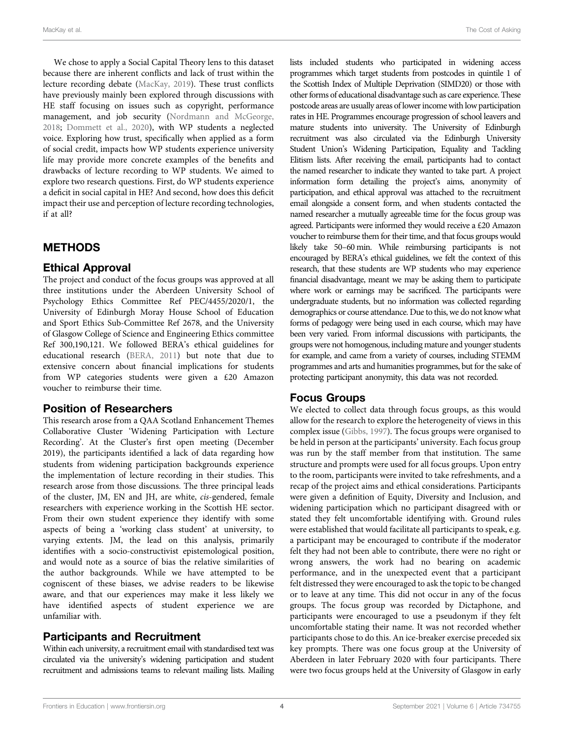We chose to apply a Social Capital Theory lens to this dataset because there are inherent conflicts and lack of trust within the lecture recording debate (MacKay, 2019). These trust conflicts have previously mainly been explored through discussions with HE staff focusing on issues such as copyright, performance management, and job security (Nordmann and McGeorge, 2018; Dommett et al., 2020), with WP students a neglected voice. Exploring how trust, specifically when applied as a form of social credit, impacts how WP students experience university life may provide more concrete examples of the benefits and drawbacks of lecture recording to WP students. We aimed to explore two research questions. First, do WP students experience a deficit in social capital in HE? And second, how does this deficit impact their use and perception of lecture recording technologies, if at all?

## METHODS

### Ethical Approval

The project and conduct of the focus groups was approved at all three institutions under the Aberdeen University School of Psychology Ethics Committee Ref PEC/4455/2020/1, the University of Edinburgh Moray House School of Education and Sport Ethics Sub-Committee Ref 2678, and the University of Glasgow College of Science and Engineering Ethics committee Ref 300,190,121. We followed BERA's ethical guidelines for educational research (BERA, 2011) but note that due to extensive concern about financial implications for students from WP categories students were given a £20 Amazon voucher to reimburse their time.

### Position of Researchers

This research arose from a QAA Scotland Enhancement Themes Collaborative Cluster 'Widening Participation with Lecture Recording'. At the Cluster's first open meeting (December 2019), the participants identified a lack of data regarding how students from widening participation backgrounds experience the implementation of lecture recording in their studies. This research arose from those discussions. The three principal leads of the cluster, JM, EN and JH, are white, *cis*-gendered, female researchers with experience working in the Scottish HE sector. From their own student experience they identify with some aspects of being a 'working class student' at university, to varying extents. JM, the lead on this analysis, primarily identifies with a socio-constructivist epistemological position, and would note as a source of bias the relative similarities of the author backgrounds. While we have attempted to be cognscent of these biases, we advise readers to be likewise aware, and that our experiences may make it less likely we have identified aspects of student experience we are unfamiliar with.

### Participants and Recruitment

Within each university, a recruitment email with standardised text was circulated via the university's widening participation and student recruitment and admissions teams to relevant mailing lists. Mailing lists included students who participated in widening access programmes which target students from postcodes in quintile 1 of the Scottish Index of Multiple Deprivation (SIMD20) or those with other forms of educational disadvantage such as care experience. These postcode areas are usually areas of lower income with low participation rates in HE. Programmes encourage progression of school leavers and mature students into university. The University of Edinburgh recruitment was also circulated via the Edinburgh University Student Union's Widening Participation, Equality and Tackling Elitism lists. After receiving the email, participants had to contact the named researcher to indicate they wanted to take part. A project information form detailing the project's aims, anonymity of participation, and ethical approval was attached to the recruitment email alongside a consent form, and when students contacted the named researcher a mutually agreeable time for the focus group was agreed. Participants were informed they would receive a £20 Amazon voucher to reimburse them for their time, and that focus groups would likely take 50–60 min. While reimbursing participants is not encouraged by BERA's ethical guidelines, we felt the context of this research, that these students are WP students who may experience financial disadvantage, meant we may be asking them to participate where work or earnings may be sacrificed. The participants were undergraduate students, but no information was collected regarding demographics or course attendance. Due to this, we do not know what forms of pedagogy were being used in each course, which may have been very varied. From informal discussions with participants, the groups were not homogenous, including mature and younger students for example, and came from a variety of courses, including STEMM programmes and arts and humanities programmes, but for the sake of protecting participant anonymity, this data was not recorded.

### Focus Groups

We elected to collect data through focus groups, as this would allow for the research to explore the heterogeneity of views in this complex issue (Gibbs, 1997). The focus groups were organised to be held in person at the participants' university. Each focus group was run by the staff member from that institution. The same structure and prompts were used for all focus groups. Upon entry to the room, participants were invited to take refreshments, and a recap of the project aims and ethical considerations. Participants were given a definition of Equity, Diversity and Inclusion, and widening participation which no participant disagreed with or stated they felt uncomfortable identifying with. Ground rules were established that would facilitate all participants to speak, e.g. a participant may be encouraged to contribute if the moderator felt they had not been able to contribute, there were no right or wrong answers, the work had no bearing on academic performance, and in the unexpected event that a participant felt distressed they were encouraged to ask the topic to be changed or to leave at any time. This did not occur in any of the focus groups. The focus group was recorded by Dictaphone, and participants were encouraged to use a pseudonym if they felt uncomfortable stating their name. It was not recorded whether participants chose to do this. An ice-breaker exercise preceded six key prompts. There was one focus group at the University of Aberdeen in later February 2020 with four participants. There were two focus groups held at the University of Glasgow in early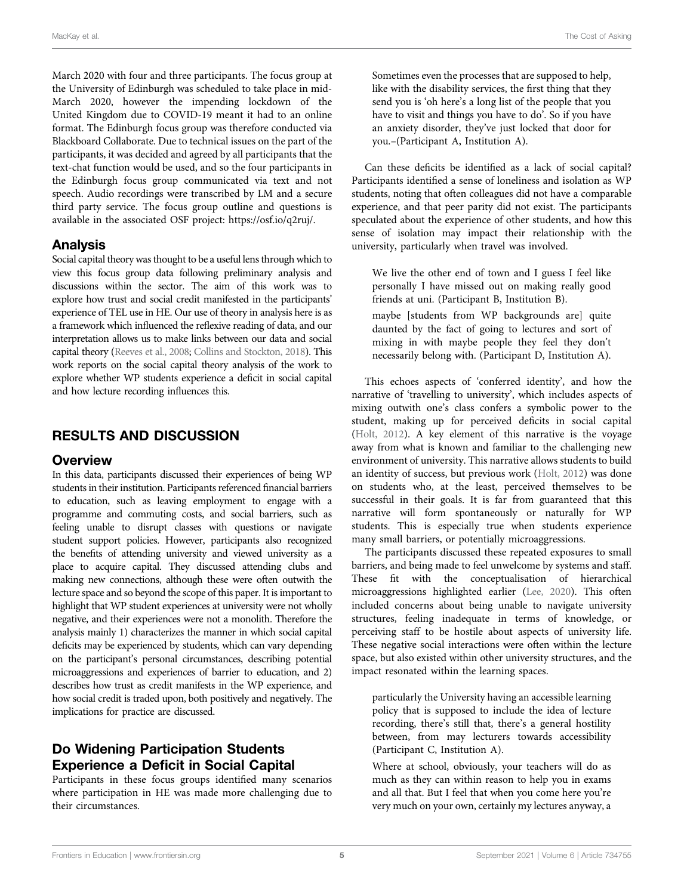March 2020 with four and three participants. The focus group at the University of Edinburgh was scheduled to take place in mid-March 2020, however the impending lockdown of the United Kingdom due to COVID-19 meant it had to an online format. The Edinburgh focus group was therefore conducted via Blackboard Collaborate. Due to technical issues on the part of the participants, it was decided and agreed by all participants that the text-chat function would be used, and so the four participants in the Edinburgh focus group communicated via text and not speech. Audio recordings were transcribed by LM and a secure third party service. The focus group outline and questions is available in the associated OSF project: https://osf.io/q2ruj/.

## Analysis

Social capital theory was thought to be a useful lens through which to view this focus group data following preliminary analysis and discussions within the sector. The aim of this work was to explore how trust and social credit manifested in the participants' experience of TEL use in HE. Our use of theory in analysis here is as a framework which influenced the reflexive reading of data, and our interpretation allows us to make links between our data and social capital theory (Reeves et al., 2008; Collins and Stockton, 2018). This work reports on the social capital theory analysis of the work to explore whether WP students experience a deficit in social capital and how lecture recording influences this.

# RESULTS AND DISCUSSION

## Overview

In this data, participants discussed their experiences of being WP students in their institution. Participants referenced financial barriers to education, such as leaving employment to engage with a programme and commuting costs, and social barriers, such as feeling unable to disrupt classes with questions or navigate student support policies. However, participants also recognized the benefits of attending university and viewed university as a place to acquire capital. They discussed attending clubs and making new connections, although these were often outwith the lecture space and so beyond the scope of this paper. It is important to highlight that WP student experiences at university were not wholly negative, and their experiences were not a monolith. Therefore the analysis mainly 1) characterizes the manner in which social capital deficits may be experienced by students, which can vary depending on the participant's personal circumstances, describing potential microaggressions and experiences of barrier to education, and 2) describes how trust as credit manifests in the WP experience, and how social credit is traded upon, both positively and negatively. The implications for practice are discussed.

## Do Widening Participation Students Experience a Deficit in Social Capital

Participants in these focus groups identified many scenarios where participation in HE was made more challenging due to their circumstances.

> Sometimes even the processes that are supposed to help, like with the disability services, the first thing that they send you is 'oh here's a long list of the people that you have to visit and things you have to do'. So if you have an anxiety disorder, they've just locked that door for you.–(Participant A, Institution A).

Can these deficits be identified as a lack of social capital? Participants identified a sense of loneliness and isolation as WP students, noting that often colleagues did not have a comparable experience, and that peer parity did not exist. The participants speculated about the experience of other students, and how this sense of isolation may impact their relationship with the university, particularly when travel was involved.

> We live the other end of town and I guess I feel like personally I have missed out on making really good friends at uni. (Participant B, Institution B).

> maybe [students from WP backgrounds are] quite daunted by the fact of going to lectures and sort of mixing in with maybe people they feel they don't necessarily belong with. (Participant D, Institution A).

This echoes aspects of 'conferred identity', and how the narrative of 'travelling to university', which includes aspects of mixing outwith one's class confers a symbolic power to the student, making up for perceived deficits in social capital (Holt, 2012). A key element of this narrative is the voyage away from what is known and familiar to the challenging new environment of university. This narrative allows students to build an identity of success, but previous work (Holt, 2012) was done on students who, at the least, perceived themselves to be successful in their goals. It is far from guaranteed that this narrative will form spontaneously or naturally for WP students. This is especially true when students experience many small barriers, or potentially microaggressions.

The participants discussed these repeated exposures to small barriers, and being made to feel unwelcome by systems and staff. These fit with the conceptualisation of hierarchical microaggressions highlighted earlier (Lee, 2020). This often included concerns about being unable to navigate university structures, feeling inadequate in terms of knowledge, or perceiving staff to be hostile about aspects of university life. These negative social interactions were often within the lecture space, but also existed within other university structures, and the impact resonated within the learning spaces.

> particularly the University having an accessible learning policy that is supposed to include the idea of lecture recording, there's still that, there's a general hostility between, from may lecturers towards accessibility (Participant C, Institution A).

> Where at school, obviously, your teachers will do as much as they can within reason to help you in exams and all that. But I feel that when you come here you're very much on your own, certainly my lectures anyway, a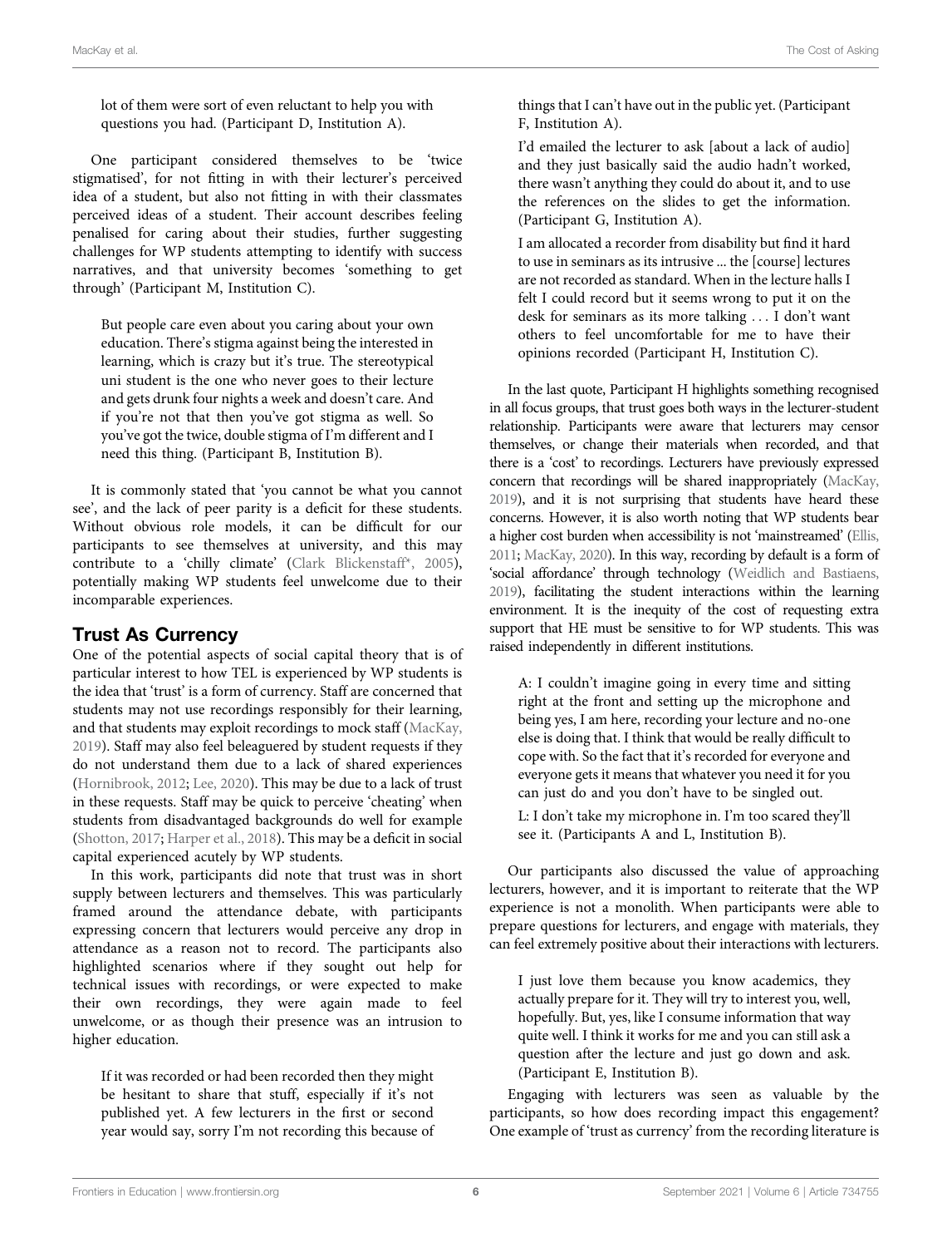lot of them were sort of even reluctant to help you with questions you had. (Participant D, Institution A).

One participant considered themselves to be 'twice stigmatised', for not fitting in with their lecturer's perceived idea of a student, but also not fitting in with their classmates perceived ideas of a student. Their account describes feeling penalised for caring about their studies, further suggesting challenges for WP students attempting to identify with success narratives, and that university becomes 'something to get through' (Participant M, Institution C).

> But people care even about you caring about your own education. There's stigma against being the interested in learning, which is crazy but it's true. The stereotypical uni student is the one who never goes to their lecture and gets drunk four nights a week and doesn't care. And if you're not that then you've got stigma as well. So you've got the twice, double stigma of I'm different and I need this thing. (Participant B, Institution B).

It is commonly stated that 'you cannot be what you cannot see', and the lack of peer parity is a deficit for these students. Without obvious role models, it can be difficult for our participants to see themselves at university, and this may contribute to a 'chilly climate' (Clark Blickenstaff*, 2005), potentially making WP students feel unwelcome due to their incomparable experiences.

## Trust As Currency

One of the potential aspects of social capital theory that is of particular interest to how TEL is experienced by WP students is the idea that 'trust' is a form of currency. Staff are concerned that students may not use recordings responsibly for their learning, and that students may exploit recordings to mock staff (MacKay, 2019). Staff may also feel beleaguered by student requests if they do not understand them due to a lack of shared experiences (Hornibrook, 2012; Lee, 2020). This may be due to a lack of trust in these requests. Staff may be quick to perceive 'cheating' when students from disadvantaged backgrounds do well for example (Shotton, 2017; Harper et al., 2018). This may be a deficit in social capital experienced acutely by WP students.

In this work, participants did note that trust was in short supply between lecturers and themselves. This was particularly framed around the attendance debate, with participants expressing concern that lecturers would perceive any drop in attendance as a reason not to record. The participants also highlighted scenarios where if they sought out help for technical issues with recordings, or were expected to make their own recordings, they were again made to feel unwelcome, or as though their presence was an intrusion to higher education.

> If it was recorded or had been recorded then they might be hesitant to share that stuff, especially if it's not published yet. A few lecturers in the first or second year would say, sorry I'm not recording this because of things that I can't have out in the public yet. (Participant F, Institution A).

> I'd emailed the lecturer to ask [about a lack of audio] and they just basically said the audio hadn't worked, there wasn't anything they could do about it, and to use the references on the slides to get the information. (Participant G, Institution A).

> I am allocated a recorder from disability but find it hard to use in seminars as its intrusive ... the [course] lectures are not recorded as standard. When in the lecture halls I felt I could record but it seems wrong to put it on the desk for seminars as its more talking . . . I don't want others to feel uncomfortable for me to have their opinions recorded (Participant H, Institution C).

In the last quote, Participant H highlights something recognised in all focus groups, that trust goes both ways in the lecturer-student relationship. Participants were aware that lecturers may censor themselves, or change their materials when recorded, and that there is a 'cost' to recordings. Lecturers have previously expressed concern that recordings will be shared inappropriately (MacKay, 2019), and it is not surprising that students have heard these concerns. However, it is also worth noting that WP students bear a higher cost burden when accessibility is not 'mainstreamed' (Ellis, 2011; MacKay, 2020). In this way, recording by default is a form of 'social affordance' through technology (Weidlich and Bastiaens, 2019), facilitating the student interactions within the learning environment. It is the inequity of the cost of requesting extra support that HE must be sensitive to for WP students. This was raised independently in different institutions.

> A: I couldn't imagine going in every time and sitting right at the front and setting up the microphone and being yes, I am here, recording your lecture and no-one else is doing that. I think that would be really difficult to cope with. So the fact that it's recorded for everyone and everyone gets it means that whatever you need it for you can just do and you don't have to be singled out.
>
> L: I don't take my microphone in. I'm too scared they'll see it. (Participants A and L, Institution B).

Our participants also discussed the value of approaching lecturers, however, and it is important to reiterate that the WP experience is not a monolith. When participants were able to prepare questions for lecturers, and engage with materials, they can feel extremely positive about their interactions with lecturers.

> I just love them because you know academics, they actually prepare for it. They will try to interest you, well, hopefully. But, yes, like I consume information that way quite well. I think it works for me and you can still ask a question after the lecture and just go down and ask. (Participant E, Institution B).

Engaging with lecturers was seen as valuable by the participants, so how does recording impact this engagement? One example of 'trust as currency' from the recording literature is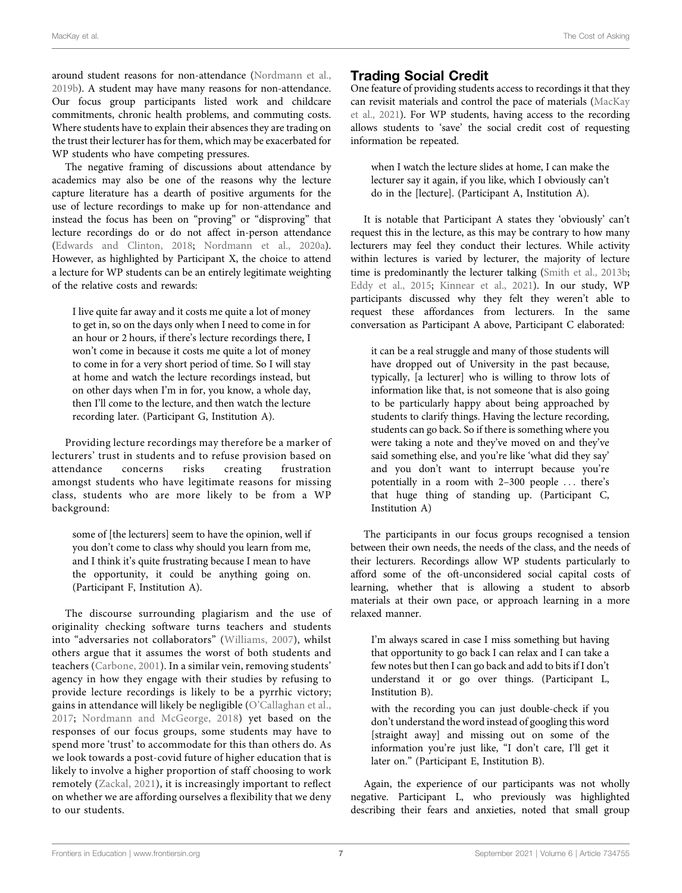around student reasons for non-attendance (Nordmann et al., 2019b). A student may have many reasons for non-attendance. Our focus group participants listed work and childcare commitments, chronic health problems, and commuting costs. Where students have to explain their absences they are trading on the trust their lecturer has for them, which may be exacerbated for WP students who have competing pressures.

The negative framing of discussions about attendance by academics may also be one of the reasons why the lecture capture literature has a dearth of positive arguments for the use of lecture recordings to make up for non-attendance and instead the focus has been on "proving" or "disproving" that lecture recordings do or do not affect in-person attendance (Edwards and Clinton, 2018; Nordmann et al., 2020a). However, as highlighted by Participant X, the choice to attend a lecture for WP students can be an entirely legitimate weighting of the relative costs and rewards:

> I live quite far away and it costs me quite a lot of money to get in, so on the days only when I need to come in for an hour or 2 hours, if there's lecture recordings there, I won't come in because it costs me quite a lot of money to come in for a very short period of time. So I will stay at home and watch the lecture recordings instead, but on other days when I'm in for, you know, a whole day, then I'll come to the lecture, and then watch the lecture recording later. (Participant G, Institution A).

Providing lecture recordings may therefore be a marker of lecturers' trust in students and to refuse provision based on attendance concerns risks creating frustration amongst students who have legitimate reasons for missing class, students who are more likely to be from a WP background:

> some of [the lecturers] seem to have the opinion, well if you don't come to class why should you learn from me, and I think it's quite frustrating because I mean to have the opportunity, it could be anything going on. (Participant F, Institution A).

The discourse surrounding plagiarism and the use of originality checking software turns teachers and students into "adversaries not collaborators" (Williams, 2007), whilst others argue that it assumes the worst of both students and teachers (Carbone, 2001). In a similar vein, removing students' agency in how they engage with their studies by refusing to provide lecture recordings is likely to be a pyrrhic victory; gains in attendance will likely be negligible (O'Callaghan et al., 2017; Nordmann and McGeorge, 2018) yet based on the responses of our focus groups, some students may have to spend more 'trust' to accommodate for this than others do. As we look towards a post-covid future of higher education that is likely to involve a higher proportion of staff choosing to work remotely (Zackal, 2021), it is increasingly important to reflect on whether we are affording ourselves a flexibility that we deny to our students.

## Trading Social Credit

One feature of providing students access to recordings it that they can revisit materials and control the pace of materials (MacKay et al., 2021). For WP students, having access to the recording allows students to 'save' the social credit cost of requesting information be repeated.

> when I watch the lecture slides at home, I can make the lecturer say it again, if you like, which I obviously can't do in the [lecture]. (Participant A, Institution A).

It is notable that Participant A states they 'obviously' can't request this in the lecture, as this may be contrary to how many lecturers may feel they conduct their lectures. While activity within lectures is varied by lecturer, the majority of lecture time is predominantly the lecturer talking (Smith et al., 2013b; Eddy et al., 2015; Kinnear et al., 2021). In our study, WP participants discussed why they felt they weren't able to request these affordances from lecturers. In the same conversation as Participant A above, Participant C elaborated:

> it can be a real struggle and many of those students will have dropped out of University in the past because, typically, [a lecturer] who is willing to throw lots of information like that, is not someone that is also going to be particularly happy about being approached by students to clarify things. Having the lecture recording, students can go back. So if there is something where you were taking a note and they've moved on and they've said something else, and you're like 'what did they say' and you don't want to interrupt because you're potentially in a room with 2–300 people . . . there's that huge thing of standing up. (Participant C, Institution A)

The participants in our focus groups recognised a tension between their own needs, the needs of the class, and the needs of their lecturers. Recordings allow WP students particularly to afford some of the oft-unconsidered social capital costs of learning, whether that is allowing a student to absorb materials at their own pace, or approach learning in a more relaxed manner.

> I'm always scared in case I miss something but having that opportunity to go back I can relax and I can take a few notes but then I can go back and add to bits if I don't understand it or go over things. (Participant L, Institution B).
>
> with the recording you can just double-check if you don't understand the word instead of googling this word [straight away] and missing out on some of the information you're just like, "I don't care, I'll get it later on." (Participant E, Institution B).

Again, the experience of our participants was not wholly negative. Participant L, who previously was highlighted describing their fears and anxieties, noted that small group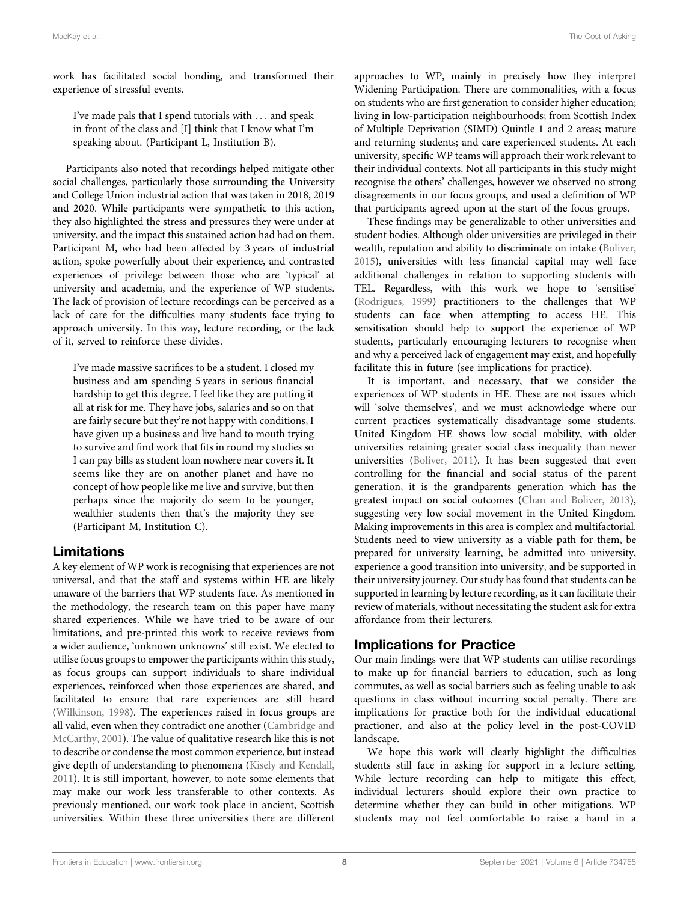work has facilitated social bonding, and transformed their experience of stressful events.

> I've made pals that I spend tutorials with . . . and speak in front of the class and [I] think that I know what I'm speaking about. (Participant L, Institution B).

Participants also noted that recordings helped mitigate other social challenges, particularly those surrounding the University and College Union industrial action that was taken in 2018, 2019 and 2020. While participants were sympathetic to this action, they also highlighted the stress and pressures they were under at university, and the impact this sustained action had had on them. Participant M, who had been affected by 3 years of industrial action, spoke powerfully about their experience, and contrasted experiences of privilege between those who are 'typical' at university and academia, and the experience of WP students. The lack of provision of lecture recordings can be perceived as a lack of care for the difficulties many students face trying to approach university. In this way, lecture recording, or the lack of it, served to reinforce these divides.

> I've made massive sacrifices to be a student. I closed my business and am spending 5 years in serious financial hardship to get this degree. I feel like they are putting it all at risk for me. They have jobs, salaries and so on that are fairly secure but they're not happy with conditions, I have given up a business and live hand to mouth trying to survive and find work that fits in round my studies so I can pay bills as student loan nowhere near covers it. It seems like they are on another planet and have no concept of how people like me live and survive, but then perhaps since the majority do seem to be younger, wealthier students then that's the majority they see (Participant M, Institution C).

## Limitations

A key element of WP work is recognising that experiences are not universal, and that the staff and systems within HE are likely unaware of the barriers that WP students face. As mentioned in the methodology, the research team on this paper have many shared experiences. While we have tried to be aware of our limitations, and pre-printed this work to receive reviews from a wider audience, 'unknown unknowns' still exist. We elected to utilise focus groups to empower the participants within this study, as focus groups can support individuals to share individual experiences, reinforced when those experiences are shared, and facilitated to ensure that rare experiences are still heard (Wilkinson, 1998). The experiences raised in focus groups are all valid, even when they contradict one another (Cambridge and McCarthy, 2001). The value of qualitative research like this is not to describe or condense the most common experience, but instead give depth of understanding to phenomena (Kisely and Kendall, 2011). It is still important, however, to note some elements that may make our work less transferable to other contexts. As previously mentioned, our work took place in ancient, Scottish universities. Within these three universities there are different approaches to WP, mainly in precisely how they interpret Widening Participation. There are commonalities, with a focus on students who are first generation to consider higher education; living in low-participation neighbourhoods; from Scottish Index of Multiple Deprivation (SIMD) Quintle 1 and 2 areas; mature and returning students; and care experienced students. At each university, specific WP teams will approach their work relevant to their individual contexts. Not all participants in this study might recognise the others' challenges, however we observed no strong disagreements in our focus groups, and used a definition of WP that participants agreed upon at the start of the focus groups.

These findings may be generalizable to other universities and student bodies. Although older universities are privileged in their wealth, reputation and ability to discriminate on intake (Boliver, 2015), universities with less financial capital may well face additional challenges in relation to supporting students with TEL. Regardless, with this work we hope to 'sensitise' (Rodrigues, 1999) practitioners to the challenges that WP students can face when attempting to access HE. This sensitisation should help to support the experience of WP students, particularly encouraging lecturers to recognise when and why a perceived lack of engagement may exist, and hopefully facilitate this in future (see implications for practice).

It is important, and necessary, that we consider the experiences of WP students in HE. These are not issues which will 'solve themselves', and we must acknowledge where our current practices systematically disadvantage some students. United Kingdom HE shows low social mobility, with older universities retaining greater social class inequality than newer universities (Boliver, 2011). It has been suggested that even controlling for the financial and social status of the parent generation, it is the grandparents generation which has the greatest impact on social outcomes (Chan and Boliver, 2013), suggesting very low social movement in the United Kingdom. Making improvements in this area is complex and multifactorial. Students need to view university as a viable path for them, be prepared for university learning, be admitted into university, experience a good transition into university, and be supported in their university journey. Our study has found that students can be supported in learning by lecture recording, as it can facilitate their review of materials, without necessitating the student ask for extra affordance from their lecturers.

## Implications for Practice

Our main findings were that WP students can utilise recordings to make up for financial barriers to education, such as long commutes, as well as social barriers such as feeling unable to ask questions in class without incurring social penalty. There are implications for practice both for the individual educational practioner, and also at the policy level in the post-COVID landscape.

We hope this work will clearly highlight the difficulties students still face in asking for support in a lecture setting. While lecture recording can help to mitigate this effect, individual lecturers should explore their own practice to determine whether they can build in other mitigations. WP students may not feel comfortable to raise a hand in a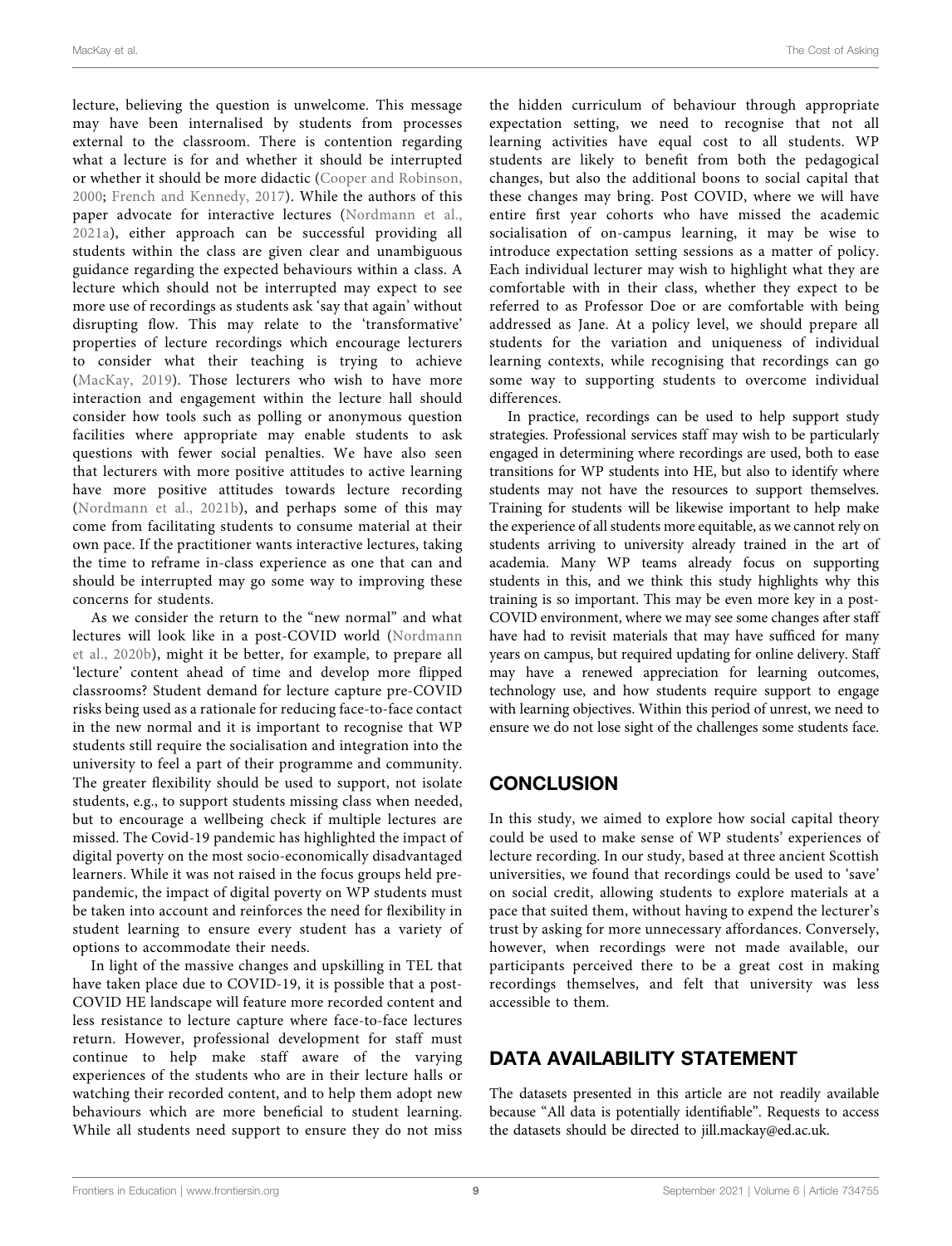lecture, believing the question is unwelcome. This message may have been internalised by students from processes external to the classroom. There is contention regarding what a lecture is for and whether it should be interrupted or whether it should be more didactic (Cooper and Robinson, 2000; French and Kennedy, 2017). While the authors of this paper advocate for interactive lectures (Nordmann et al., 2021a), either approach can be successful providing all students within the class are given clear and unambiguous guidance regarding the expected behaviours within a class. A lecture which should not be interrupted may expect to see more use of recordings as students ask 'say that again' without disrupting flow. This may relate to the 'transformative' properties of lecture recordings which encourage lecturers to consider what their teaching is trying to achieve (MacKay, 2019). Those lecturers who wish to have more interaction and engagement within the lecture hall should consider how tools such as polling or anonymous question facilities where appropriate may enable students to ask questions with fewer social penalties. We have also seen that lecturers with more positive attitudes to active learning have more positive attitudes towards lecture recording (Nordmann et al., 2021b), and perhaps some of this may come from facilitating students to consume material at their own pace. If the practitioner wants interactive lectures, taking the time to reframe in-class experience as one that can and should be interrupted may go some way to improving these concerns for students.

As we consider the return to the "new normal" and what lectures will look like in a post-COVID world (Nordmann et al., 2020b), might it be better, for example, to prepare all 'lecture' content ahead of time and develop more flipped classrooms? Student demand for lecture capture pre-COVID risks being used as a rationale for reducing face-to-face contact in the new normal and it is important to recognise that WP students still require the socialisation and integration into the university to feel a part of their programme and community. The greater flexibility should be used to support, not isolate students, e.g., to support students missing class when needed, but to encourage a wellbeing check if multiple lectures are missed. The Covid-19 pandemic has highlighted the impact of digital poverty on the most socio-economically disadvantaged learners. While it was not raised in the focus groups held pre-pandemic, the impact of digital poverty on WP students must be taken into account and reinforces the need for flexibility in student learning to ensure every student has a variety of options to accommodate their needs.

In light of the massive changes and upskilling in TEL that have taken place due to COVID-19, it is possible that a post-COVID HE landscape will feature more recorded content and less resistance to lecture capture where face-to-face lectures return. However, professional development for staff must continue to help make staff aware of the varying experiences of the students who are in their lecture halls or watching their recorded content, and to help them adopt new behaviours which are more beneficial to student learning. While all students need support to ensure they do not miss the hidden curriculum of behaviour through appropriate expectation setting, we need to recognise that not all learning activities have equal cost to all students. WP students are likely to benefit from both the pedagogical changes, but also the additional boons to social capital that these changes may bring. Post COVID, where we will have entire first year cohorts who have missed the academic socialisation of on-campus learning, it may be wise to introduce expectation setting sessions as a matter of policy. Each individual lecturer may wish to highlight what they are comfortable with in their class, whether they expect to be referred to as Professor Doe or are comfortable with being addressed as Jane. At a policy level, we should prepare all students for the variation and uniqueness of individual learning contexts, while recognising that recordings can go some way to supporting students to overcome individual differences.

In practice, recordings can be used to help support study strategies. Professional services staff may wish to be particularly engaged in determining where recordings are used, both to ease transitions for WP students into HE, but also to identify where students may not have the resources to support themselves. Training for students will be likewise important to help make the experience of all students more equitable, as we cannot rely on students arriving to university already trained in the art of academia. Many WP teams already focus on supporting students in this, and we think this study highlights why this training is so important. This may be even more key in a post-COVID environment, where we may see some changes after staff have had to revisit materials that may have sufficed for many years on campus, but required updating for online delivery. Staff may have a renewed appreciation for learning outcomes, technology use, and how students require support to engage with learning objectives. Within this period of unrest, we need to ensure we do not lose sight of the challenges some students face.

## CONCLUSION

In this study, we aimed to explore how social capital theory could be used to make sense of WP students' experiences of lecture recording. In our study, based at three ancient Scottish universities, we found that recordings could be used to 'save' on social credit, allowing students to explore materials at a pace that suited them, without having to expend the lecturer's trust by asking for more unnecessary affordances. Conversely, however, when recordings were not made available, our participants perceived there to be a great cost in making recordings themselves, and felt that university was less accessible to them.

## DATA AVAILABILITY STATEMENT

The datasets presented in this article are not readily available because "All data is potentially identifiable". Requests to access the datasets should be directed to jill.mackay@ed.ac.uk.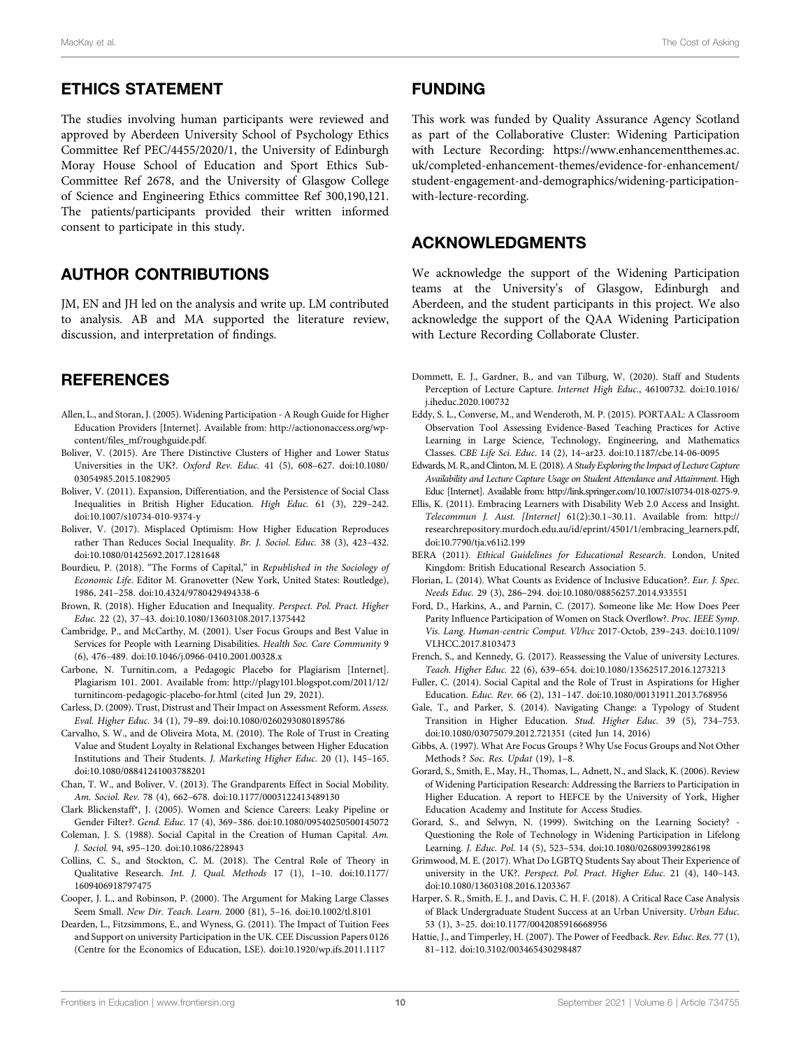## ETHICS STATEMENT

The studies involving human participants were reviewed and approved by Aberdeen University School of Psychology Ethics Committee Ref PEC/4455/2020/1, the University of Edinburgh Moray House School of Education and Sport Ethics Sub-Committee Ref 2678, and the University of Glasgow College of Science and Engineering Ethics committee Ref 300,190,121. The patients/participants provided their written informed consent to participate in this study.

## AUTHOR CONTRIBUTIONS

JM, EN and JH led on the analysis and write up. LM contributed to analysis. AB and MA supported the literature review, discussion, and interpretation of findings.

## FUNDING

This work was funded by Quality Assurance Agency Scotland as part of the Collaborative Cluster: Widening Participation with Lecture Recording: https://www.enhancementthemes.ac.uk/completed-enhancement-themes/evidence-for-enhancement/student-engagement-and-demographics/widening-participation-with-lecture-recording.

## ACKNOWLEDGMENTS

We acknowledge the support of the Widening Participation teams at the University's of Glasgow, Edinburgh and Aberdeen, and the student participants in this project. We also acknowledge the support of the QAA Widening Participation with Lecture Recording Collaborate Cluster.

## REFERENCES

Allen, L., and Storan, J. (2005). Widening Participation - A Rough Guide for Higher Education Providers [Internet]. Available from: http://actiononaccess.org/wp-content/files_mf/roughguide.pdf.

Boliver, V. (2015). Are There Distinctive Clusters of Higher and Lower Status Universities in the UK?. *Oxford Rev. Educ.* 41 (5), 608–627. doi:10.1080/03054985.2015.1082905

Boliver, V. (2011). Expansion, Differentiation, and the Persistence of Social Class Inequalities in British Higher Education. *High Educ.* 61 (3), 229–242. doi:10.1007/s10734-010-9374-y

Boliver, V. (2017). Misplaced Optimism: How Higher Education Reproduces rather Than Reduces Social Inequality. *Br. J. Sociol. Educ.* 38 (3), 423–432. doi:10.1080/01425692.2017.1281648

Bourdieu, P. (2018). "The Forms of Capital," in *Republished in the Sociology of Economic Life*. Editor M. Granovetter (New York, United States: Routledge), 1986, 241–258. doi:10.4324/9780429494338-6

Brown, R. (2018). Higher Education and Inequality. *Perspect. Pol. Pract. Higher Educ.* 22 (2), 37–43. doi:10.1080/13603108.2017.1375442

Cambridge, P., and McCarthy, M. (2001). User Focus Groups and Best Value in Services for People with Learning Disabilities. *Health Soc. Care Community* 9 (6), 476–489. doi:10.1046/j.0966-0410.2001.00328.x

Carbone, N. Turnitin.com, a Pedagogic Placebo for Plagiarism [Internet]. Plagiarism 101. 2001. Available from: http://plagy101.blogspot.com/2011/12/turnitincom-pedagogic-placebo-for.html (cited Jun 29, 2021).

Carless, D. (2009). Trust, Distrust and Their Impact on Assessment Reform. *Assess. Eval. Higher Educ.* 34 (1), 79–89. doi:10.1080/02602930801895786

Carvalho, S. W., and de Oliveira Mota, M. (2010). The Role of Trust in Creating Value and Student Loyalty in Relational Exchanges between Higher Education Institutions and Their Students. *J. Marketing Higher Educ.* 20 (1), 145–165. doi:10.1080/08841241003788201

Chan, T. W., and Boliver, V. (2013). The Grandparents Effect in Social Mobility. *Am. Sociol. Rev.* 78 (4), 662–678. doi:10.1177/0003122413489130

Clark Blickenstaff*, J. (2005). Women and Science Careers: Leaky Pipeline or Gender Filter?. *Gend. Educ.* 17 (4), 369–386. doi:10.1080/09540250500145072

Coleman, J. S. (1988). Social Capital in the Creation of Human Capital. *Am. J. Sociol.* 94, s95–120. doi:10.1086/228943

Collins, C. S., and Stockton, C. M. (2018). The Central Role of Theory in Qualitative Research. *Int. J. Qual. Methods* 17 (1), 1–10. doi:10.1177/1609406918797475

Cooper, J. L., and Robinson, P. (2000). The Argument for Making Large Classes Seem Small. *New Dir. Teach. Learn.* 2000 (81), 5–16. doi:10.1002/tl.8101

Dearden, L., Fitzsimmons, E., and Wyness, G. (2011). The Impact of Tuition Fees and Support on university Participation in the UK. CEE Discussion Papers 0126 (Centre for the Economics of Education, LSE). doi:10.1920/wp.ifs.2011.1117

Dommett, E. J., Gardner, B., and van Tilburg, W. (2020). Staff and Students Perception of Lecture Capture. *Internet High Educ.*, 46100732. doi:10.1016/j.iheduc.2020.100732

Eddy, S. L., Converse, M., and Wenderoth, M. P. (2015). PORTAAL: A Classroom Observation Tool Assessing Evidence-Based Teaching Practices for Active Learning in Large Science, Technology, Engineering, and Mathematics Classes. *CBE Life Sci. Educ.* 14 (2), 14–ar23. doi:10.1187/cbe.14-06-0095

Edwards, M. R., and Clinton, M. E. (2018). *A Study Exploring the Impact of Lecture Capture Availability and Lecture Capture Usage on Student Attendance and Attainment.* High Educ [Internet]. Available from: http://link.springer.com/10.1007/s10734-018-0275-9.

Ellis, K. (2011). Embracing Learners with Disability Web 2.0 Access and Insight. *Telecommun J. Aust. [Internet]* 61(2):30.1–30.11. Available from: http://researchrepository.murdoch.edu.au/id/eprint/4501/1/embracing_learners.pdf, doi:10.7790/tja.v61i2.199

BERA (2011). *Ethical Guidelines for Educational Research*. London, United Kingdom: British Educational Research Association 5.

Florian, L. (2014). What Counts as Evidence of Inclusive Education?. *Eur. J. Spec. Needs Educ.* 29 (3), 286–294. doi:10.1080/08856257.2014.933551

Ford, D., Harkins, A., and Parnin, C. (2017). Someone like Me: How Does Peer Parity Influence Participation of Women on Stack Overflow?. *Proc. IEEE Symp. Vis. Lang. Human-centric Comput. Vl/hcc* 2017-Octob, 239–243. doi:10.1109/VLHCC.2017.8103473

French, S., and Kennedy, G. (2017). Reassessing the Value of university Lectures. *Teach. Higher Educ* 22 (6), 639–654. doi:10.1080/13562517.2016.1273213

Fuller, C. (2014). Social Capital and the Role of Trust in Aspirations for Higher Education. *Educ. Rev.* 66 (2), 131–147. doi:10.1080/00131911.2013.768956

Gale, T., and Parker, S. (2014). Navigating Change: a Typology of Student Transition in Higher Education. *Stud. Higher Educ.* 39 (5), 734–753. doi:10.1080/03075079.2012.721351 (cited Jun 14, 2016)

Gibbs, A. (1997). What Are Focus Groups ? Why Use Focus Groups and Not Other Methods ? *Soc. Res. Updat* (19), 1–8.

Gorard, S., Smith, E., May, H., Thomas, L., Adnett, N., and Slack, K. (2006). Review of Widening Participation Research: Addressing the Barriers to Participation in Higher Education. A report to HEFCE by the University of York, Higher Education Academy and Institute for Access Studies.

Gorard, S., and Selwyn, N. (1999). Switching on the Learning Society? - Questioning the Role of Technology in Widening Participation in Lifelong Learning. *J. Educ. Pol.* 14 (5), 523–534. doi:10.1080/026809399286198

Grimwood, M. E. (2017). What Do LGBTQ Students Say about Their Experience of university in the UK?. *Perspect. Pol. Pract. Higher Educ.* 21 (4), 140–143. doi:10.1080/13603108.2016.1203367

Harper, S. R., Smith, E. J., and Davis, C. H. F. (2018). A Critical Race Case Analysis of Black Undergraduate Student Success at an Urban University. *Urban Educ.* 53 (1), 3–25. doi:10.1177/0042085916668956

Hattie, J., and Timperley, H. (2007). The Power of Feedback. *Rev. Educ. Res.* 77 (1), 81–112. doi:10.3102/003465430298487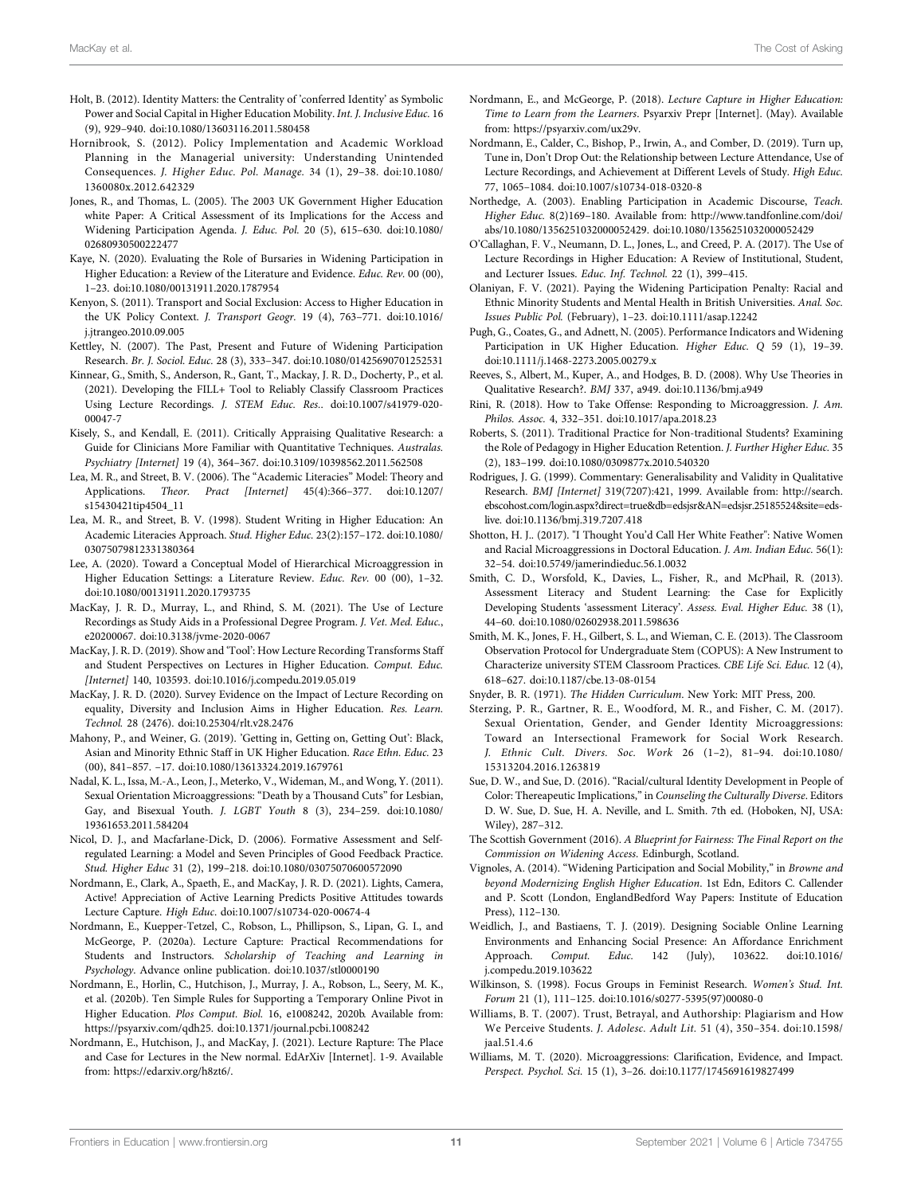Holt, B. (2012). Identity Matters: the Centrality of 'conferred Identity' as Symbolic Power and Social Capital in Higher Education Mobility. *Int. J. Inclusive Educ.* 16 (9), 929–940. doi:10.1080/13603116.2011.580458

Hornibrook, S. (2012). Policy Implementation and Academic Workload Planning in the Managerial university: Understanding Unintended Consequences. *J. Higher Educ. Pol. Manage.* 34 (1), 29–38. doi:10.1080/1360080x.2012.642329

Jones, R., and Thomas, L. (2005). The 2003 UK Government Higher Education white Paper: A Critical Assessment of its Implications for the Access and Widening Participation Agenda. *J. Educ. Pol.* 20 (5), 615–630. doi:10.1080/02680930500222477

Kaye, N. (2020). Evaluating the Role of Bursaries in Widening Participation in Higher Education: a Review of the Literature and Evidence. *Educ. Rev.* 00 (00), 1–23. doi:10.1080/00131911.2020.1787954

Kenyon, S. (2011). Transport and Social Exclusion: Access to Higher Education in the UK Policy Context. *J. Transport Geogr.* 19 (4), 763–771. doi:10.1016/j.jtrangeo.2010.09.005

Kettley, N. (2007). The Past, Present and Future of Widening Participation Research. *Br. J. Sociol. Educ.* 28 (3), 333–347. doi:10.1080/01425690701252531

Kinnear, G., Smith, S., Anderson, R., Gant, T., Mackay, J. R. D., Docherty, P., et al. (2021). Developing the FILL+ Tool to Reliably Classify Classroom Practices Using Lecture Recordings. *J. STEM Educ. Res.*. doi:10.1007/s41979-020-00047-7

Kisely, S., and Kendall, E. (2011). Critically Appraising Qualitative Research: a Guide for Clinicians More Familiar with Quantitative Techniques. *Australas. Psychiatry [Internet]* 19 (4), 364–367. doi:10.3109/10398562.2011.562508

Lea, M. R., and Street, B. V. (2006). The "Academic Literacies" Model: Theory and Applications. *Theor. Pract [Internet]* 45(4):366–377. doi:10.1207/s15430421tip4504_11

Lea, M. R., and Street, B. V. (1998). Student Writing in Higher Education: An Academic Literacies Approach. *Stud. Higher Educ.* 23(2):157–172. doi:10.1080/03075079812331380364

Lee, A. (2020). Toward a Conceptual Model of Hierarchical Microaggression in Higher Education Settings: a Literature Review. *Educ. Rev.* 00 (00), 1–32. doi:10.1080/00131911.2020.1793735

MacKay, J. R. D., Murray, L., and Rhind, S. M. (2021). The Use of Lecture Recordings as Study Aids in a Professional Degree Program. *J. Vet. Med. Educ.*, e20200067. doi:10.3138/jvme-2020-0067

MacKay, J. R. D. (2019). Show and 'Tool': How Lecture Recording Transforms Staff and Student Perspectives on Lectures in Higher Education. *Comput. Educ. [Internet]* 140, 103593. doi:10.1016/j.compedu.2019.05.019

MacKay, J. R. D. (2020). Survey Evidence on the Impact of Lecture Recording on equality, Diversity and Inclusion Aims in Higher Education. *Res. Learn. Technol.* 28 (2476). doi:10.25304/rlt.v28.2476

Mahony, P., and Weiner, G. (2019). 'Getting in, Getting on, Getting Out': Black, Asian and Minority Ethnic Staff in UK Higher Education. *Race Ethn. Educ.* 23 (00), 841–857. –17. doi:10.1080/13613324.2019.1679761

Nadal, K. L., Issa, M.-A., Leon, J., Meterko, V., Wideman, M., and Wong, Y. (2011). Sexual Orientation Microaggressions: "Death by a Thousand Cuts" for Lesbian, Gay, and Bisexual Youth. *J. LGBT Youth* 8 (3), 234–259. doi:10.1080/19361653.2011.584204

Nicol, D. J., and Macfarlane-Dick, D. (2006). Formative Assessment and Self-regulated Learning: a Model and Seven Principles of Good Feedback Practice. *Stud. Higher Educ* 31 (2), 199–218. doi:10.1080/03075070600572090

Nordmann, E., Clark, A., Spaeth, E., and MacKay, J. R. D. (2021). Lights, Camera, Active! Appreciation of Active Learning Predicts Positive Attitudes towards Lecture Capture. *High Educ.* doi:10.1007/s10734-020-00674-4

Nordmann, E., Kuepper-Tetzel, C., Robson, L., Phillipson, S., Lipan, G. I., and McGeorge, P. (2020a). Lecture Capture: Practical Recommendations for Students and Instructors. *Scholarship of Teaching and Learning in Psychology*. Advance online publication. doi:10.1037/stl0000190

Nordmann, E., Horlin, C., Hutchison, J., Murray, J. A., Robson, L., Seery, M. K., et al. (2020b). Ten Simple Rules for Supporting a Temporary Online Pivot in Higher Education. *Plos Comput. Biol.* 16, e1008242, 2020b. Available from: https://psyarxiv.com/qdh25. doi:10.1371/journal.pcbi.1008242

Nordmann, E., Hutchison, J., and MacKay, J. (2021). Lecture Rapture: The Place and Case for Lectures in the New normal. EdArXiv [Internet]. 1-9. Available from: https://edarxiv.org/h8zt6/.

Nordmann, E., and McGeorge, P. (2018). *Lecture Capture in Higher Education: Time to Learn from the Learners*. Psyarxiv Prepr [Internet]. (May). Available from: https://psyarxiv.com/ux29v.

Nordmann, E., Calder, C., Bishop, P., Irwin, A., and Comber, D. (2019). Turn up, Tune in, Don't Drop Out: the Relationship between Lecture Attendance, Use of Lecture Recordings, and Achievement at Different Levels of Study. *High Educ.* 77, 1065–1084. doi:10.1007/s10734-018-0320-8

Northedge, A. (2003). Enabling Participation in Academic Discourse, *Teach. Higher Educ.* 8(2)169–180. Available from: http://www.tandfonline.com/doi/abs/10.1080/1356251032000052429. doi:10.1080/1356251032000052429

O'Callaghan, F. V., Neumann, D. L., Jones, L., and Creed, P. A. (2017). The Use of Lecture Recordings in Higher Education: A Review of Institutional, Student, and Lecturer Issues. *Educ. Inf. Technol.* 22 (1), 399–415.

Olaniyan, F. V. (2021). Paying the Widening Participation Penalty: Racial and Ethnic Minority Students and Mental Health in British Universities. *Anal. Soc. Issues Public Pol.* (February), 1–23. doi:10.1111/asap.12242

Pugh, G., Coates, G., and Adnett, N. (2005). Performance Indicators and Widening Participation in UK Higher Education. *Higher Educ. Q* 59 (1), 19–39. doi:10.1111/j.1468-2273.2005.00279.x

Reeves, S., Albert, M., Kuper, A., and Hodges, B. D. (2008). Why Use Theories in Qualitative Research?. *BMJ* 337, a949. doi:10.1136/bmj.a949

Rini, R. (2018). How to Take Offense: Responding to Microaggression. *J. Am. Philos. Assoc.* 4, 332–351. doi:10.1017/apa.2018.23

Roberts, S. (2011). Traditional Practice for Non-traditional Students? Examining the Role of Pedagogy in Higher Education Retention. *J. Further Higher Educ.* 35 (2), 183–199. doi:10.1080/0309877x.2010.540320

Rodrigues, J. G. (1999). Commentary: Generalisability and Validity in Qualitative Research. *BMJ [Internet]* 319(7207):421, 1999. Available from: http://search.ebscohost.com/login.aspx?direct=true&db=edsjsr&AN=edsjsr.25185524&site=eds-live. doi:10.1136/bmj.319.7207.418

Shotton, H. J.. (2017). "I Thought You'd Call Her White Feather": Native Women and Racial Microaggressions in Doctoral Education. *J. Am. Indian Educ.* 56(1): 32–54. doi:10.5749/jamerindieduc.56.1.0032

Smith, C. D., Worsfold, K., Davies, L., Fisher, R., and McPhail, R. (2013). Assessment Literacy and Student Learning: the Case for Explicitly Developing Students 'assessment Literacy'. *Assess. Eval. Higher Educ.* 38 (1), 44–60. doi:10.1080/02602938.2011.598636

Smith, M. K., Jones, F. H., Gilbert, S. L., and Wieman, C. E. (2013). The Classroom Observation Protocol for Undergraduate Stem (COPUS): A New Instrument to Characterize university STEM Classroom Practices. *CBE Life Sci. Educ.* 12 (4), 618–627. doi:10.1187/cbe.13-08-0154

Snyder, B. R. (1971). *The Hidden Curriculum*. New York: MIT Press, 200.

Sterzing, P. R., Gartner, R. E., Woodford, M. R., and Fisher, C. M. (2017). Sexual Orientation, Gender, and Gender Identity Microaggressions: Toward an Intersectional Framework for Social Work Research. *J. Ethnic Cult. Divers. Soc. Work* 26 (1–2), 81–94. doi:10.1080/15313204.2016.1263819

Sue, D. W., and Sue, D. (2016). "Racial/cultural Identity Development in People of Color: Thereapeutic Implications," in *Counseling the Culturally Diverse*. Editors D. W. Sue, D. Sue, H. A. Neville, and L. Smith. 7th ed. (Hoboken, NJ, USA: Wiley), 287–312.

The Scottish Government (2016). *A Blueprint for Fairness: The Final Report on the Commission on Widening Access*. Edinburgh, Scotland.

Vignoles, A. (2014). "Widening Participation and Social Mobility," in *Browne and beyond Modernizing English Higher Education*. 1st Edn, Editors C. Callender and P. Scott (London, EnglandBedford Way Papers: Institute of Education Press), 112–130.

Weidlich, J., and Bastiaens, T. J. (2019). Designing Sociable Online Learning Environments and Enhancing Social Presence: An Affordance Enrichment Approach. *Comput. Educ.* 142 (July), 103622. doi:10.1016/j.compedu.2019.103622

Wilkinson, S. (1998). Focus Groups in Feminist Research. *Women's Stud. Int. Forum* 21 (1), 111–125. doi:10.1016/s0277-5395(97)00080-0

Williams, B. T. (2007). Trust, Betrayal, and Authorship: Plagiarism and How We Perceive Students. *J. Adolesc. Adult Lit.* 51 (4), 350–354. doi:10.1598/jaal.51.4.6

Williams, M. T. (2020). Microaggressions: Clarification, Evidence, and Impact. *Perspect. Psychol. Sci.* 15 (1), 3–26. doi:10.1177/1745691619827499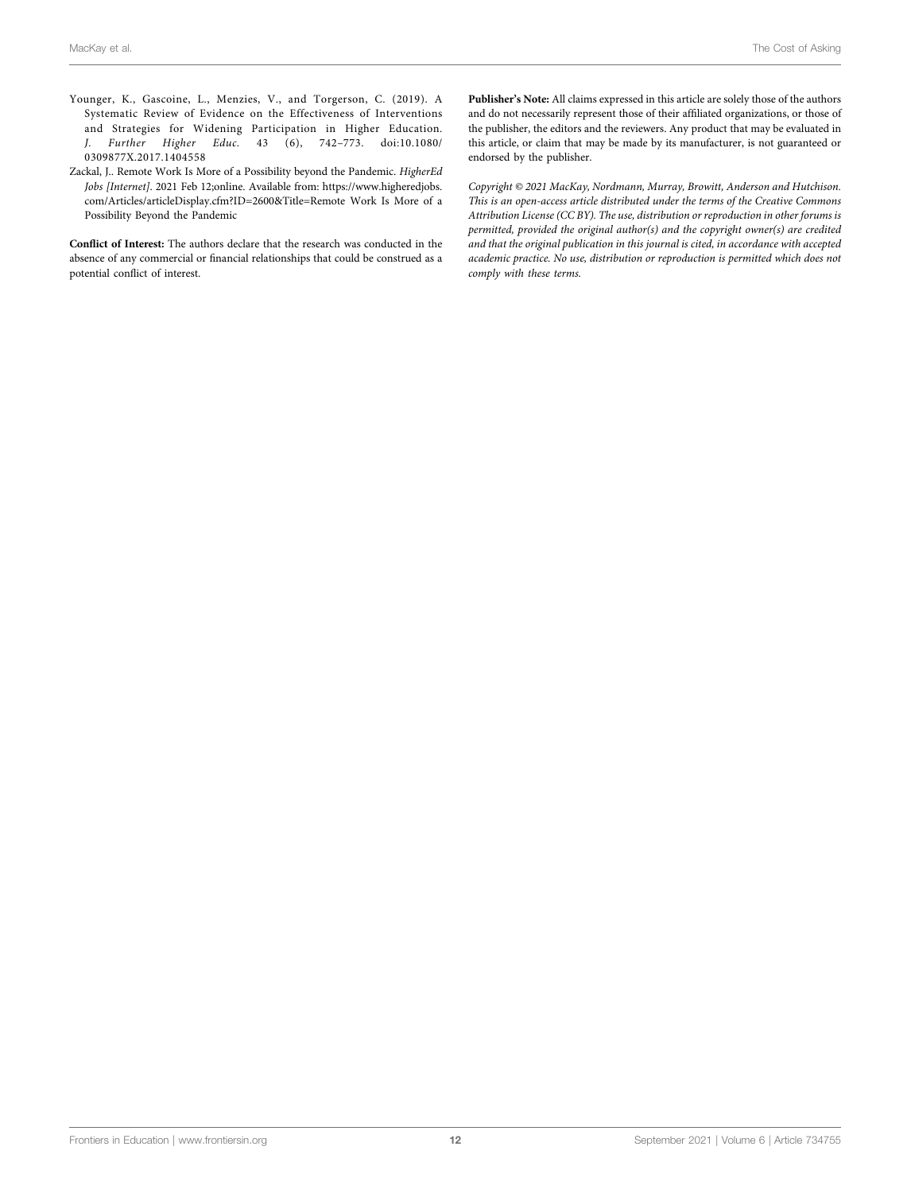Younger, K., Gascoine, L., Menzies, V., and Torgerson, C. (2019). A Systematic Review of Evidence on the Effectiveness of Interventions and Strategies for Widening Participation in Higher Education. *J. Further Higher Educ.* 43 (6), 742–773. doi:10.1080/0309877X.2017.1404558

Zackal, J.. Remote Work Is More of a Possibility beyond the Pandemic. *HigherEd Jobs [Internet]*. 2021 Feb 12;online. Available from: https://www.higheredjobs.com/Articles/articleDisplay.cfm?ID=2600&Title=Remote Work Is More of a Possibility Beyond the Pandemic

**Conflict of Interest:** The authors declare that the research was conducted in the absence of any commercial or financial relationships that could be construed as a potential conflict of interest.

**Publisher's Note:** All claims expressed in this article are solely those of the authors and do not necessarily represent those of their affiliated organizations, or those of the publisher, the editors and the reviewers. Any product that may be evaluated in this article, or claim that may be made by its manufacturer, is not guaranteed or endorsed by the publisher.

*Copyright © 2021 MacKay, Nordmann, Murray, Browitt, Anderson and Hutchison. This is an open-access article distributed under the terms of the Creative Commons Attribution License (CC BY). The use, distribution or reproduction in other forums is permitted, provided the original author(s) and the copyright owner(s) are credited and that the original publication in this journal is cited, in accordance with accepted academic practice. No use, distribution or reproduction is permitted which does not comply with these terms.*